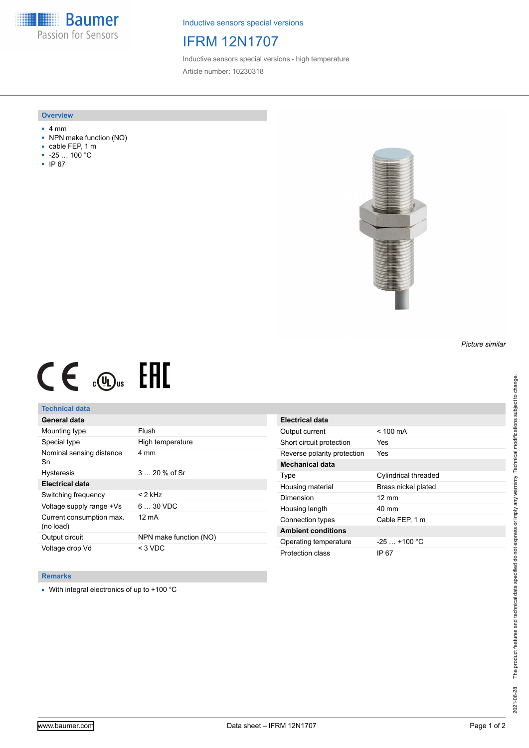Baumer
Passion for Sensors

Inductive sensors special versions

# IFRM 12N1707

Inductive sensors special versions - high temperature

Article number: 10230318

## Overview

- 4 mm
- NPN make function (NO)
- cable FEP, 1 m
- -25 … 100 °C
- IP 67

*Picture similar*

## Technical data

| General data | |
|---|---|
| Mounting type | Flush |
| Special type | High temperature |
| Nominal sensing distance Sn | 4 mm |
| Hysteresis | 3 … 20 % of Sr |
| **Electrical data** | |
| Switching frequency | < 2 kHz |
| Voltage supply range +Vs | 6 … 30 VDC |
| Current consumption max. (no load) | 12 mA |
| Output circuit | NPN make function (NO) |
| Voltage drop Vd | < 3 VDC |

| Electrical data | |
|---|---|
| Output current | < 100 mA |
| Short circuit protection | Yes |
| Reverse polarity protection | Yes |
| **Mechanical data** | |
| Type | Cylindrical threaded |
| Housing material | Brass nickel plated |
| Dimension | 12 mm |
| Housing length | 40 mm |
| Connection types | Cable FEP, 1 m |
| **Ambient conditions** | |
| Operating temperature | -25 … +100 °C |
| Protection class | IP 67 |

## Remarks

- With integral electronics of up to +100 °C

2021-06-28 The product features and technical data specified do not express or imply any warranty. Technical modifications subject to change.

www.baumer.com — Data sheet – IFRM 12N1707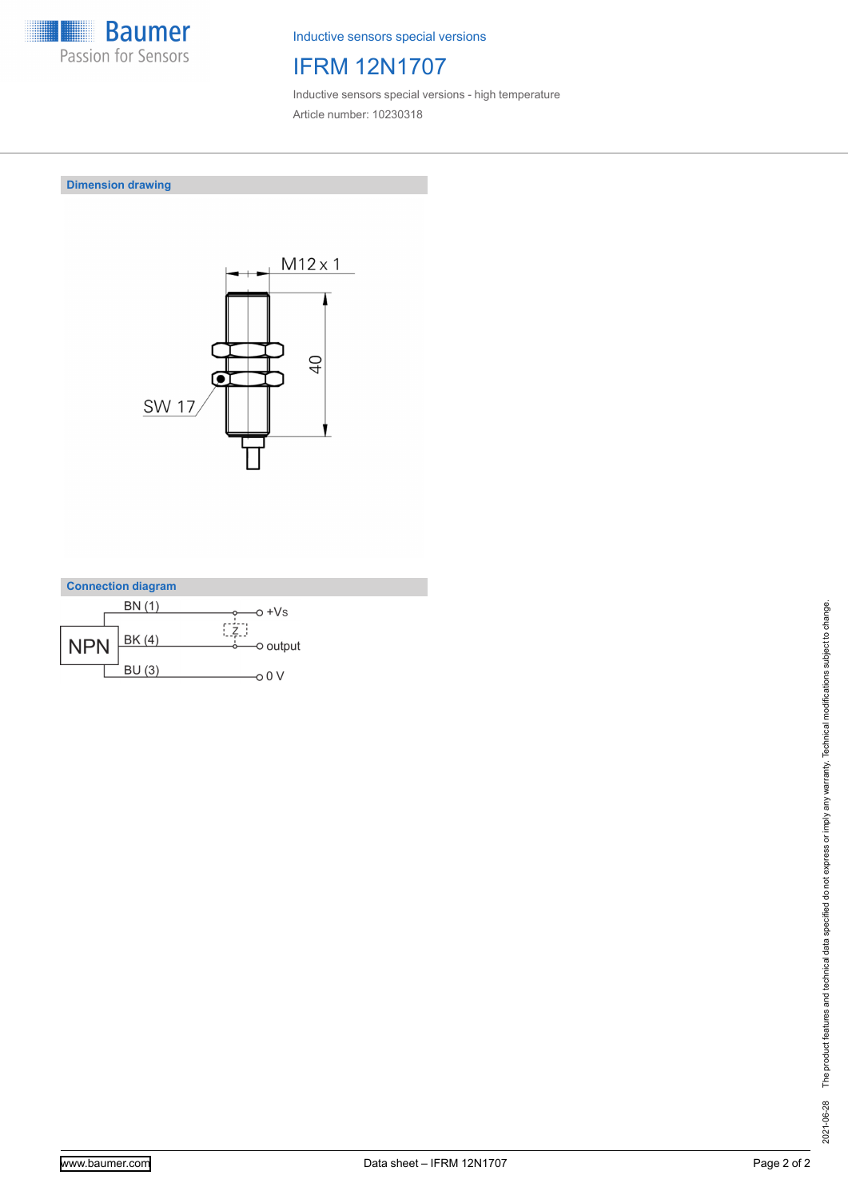Inductive sensors special versions

# IFRM 12N1707

Inductive sensors special versions - high temperature

Article number: 10230318

## Dimension drawing

M12 x 1

40

SW 17

## Connection diagram

NPN

BN (1)

BK (4)

BU (3)

Z

+Vs

output

0 V

2021-06-28 The product features and technical data specified do not express or imply any warranty. Technical modifications subject to change.